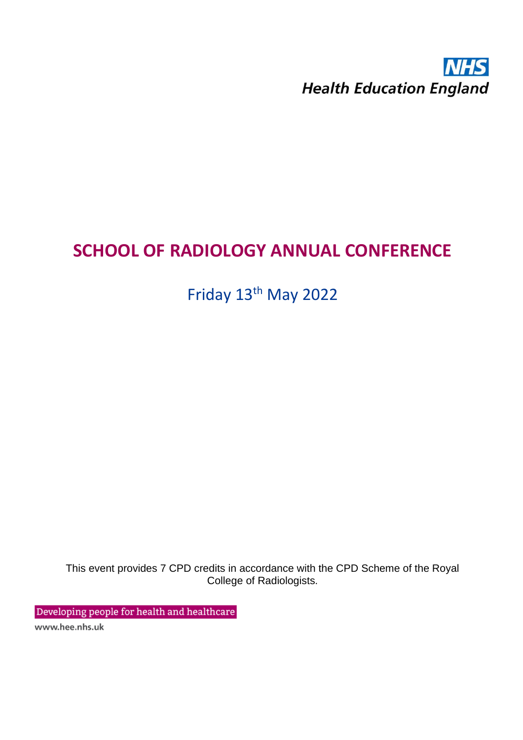NHS
Health Education England

# SCHOOL OF RADIOLOGY ANNUAL CONFERENCE

Friday 13th May 2022

This event provides 7 CPD credits in accordance with the CPD Scheme of the Royal College of Radiologists.

Developing people for health and healthcare

www.hee.nhs.uk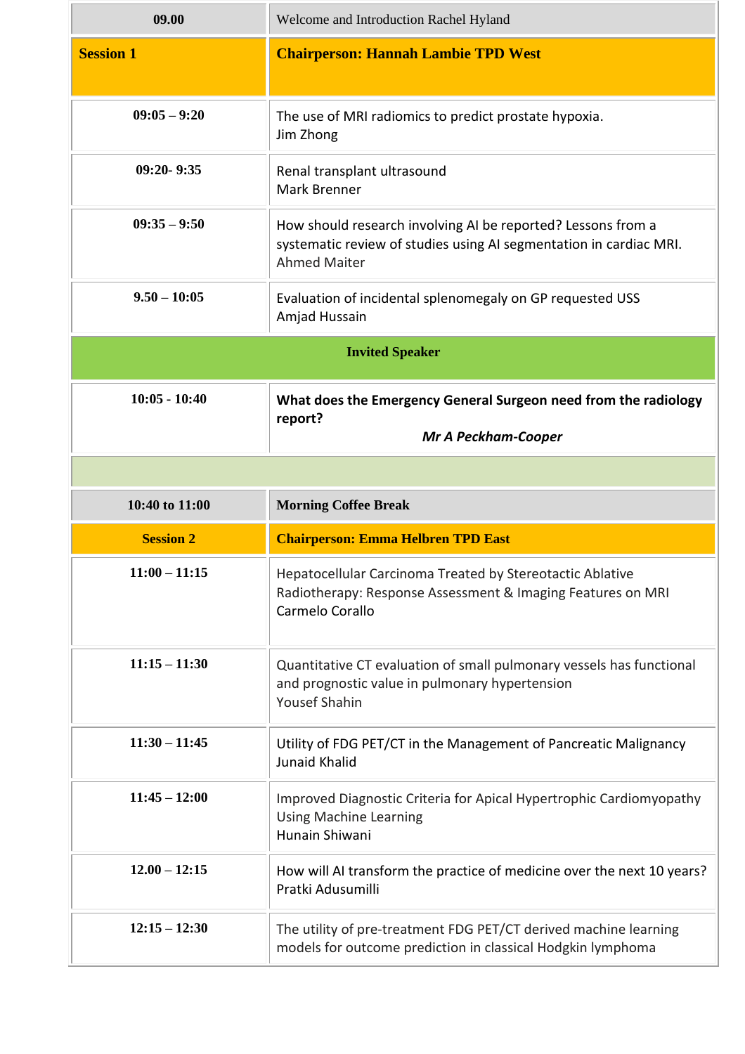| 09.00 | Welcome and Introduction Rachel Hyland |
|---|---|
| **Session 1** | **Chairperson: Hannah Lambie TPD West** |
| 09:05 – 9:20 | The use of MRI radiomics to predict prostate hypoxia.<br>Jim Zhong |
| 09:20- 9:35 | Renal transplant ultrasound<br>Mark Brenner |
| 09:35 – 9:50 | How should research involving AI be reported? Lessons from a systematic review of studies using AI segmentation in cardiac MRI.<br>Ahmed Maiter |
| 9.50 – 10:05 | Evaluation of incidental splenomegaly on GP requested USS<br>Amjad Hussain |
| **Invited Speaker** | |
| 10:05 - 10:40 | **What does the Emergency General Surgeon need from the radiology report?**<br>***Mr A Peckham-Cooper*** |
| | |
| 10:40 to 11:00 | **Morning Coffee Break** |
| **Session 2** | **Chairperson: Emma Helbren TPD East** |
| 11:00 – 11:15 | Hepatocellular Carcinoma Treated by Stereotactic Ablative Radiotherapy: Response Assessment & Imaging Features on MRI<br>Carmelo Corallo |
| 11:15 – 11:30 | Quantitative CT evaluation of small pulmonary vessels has functional and prognostic value in pulmonary hypertension<br>Yousef Shahin |
| 11:30 – 11:45 | Utility of FDG PET/CT in the Management of Pancreatic Malignancy<br>Junaid Khalid |
| 11:45 – 12:00 | Improved Diagnostic Criteria for Apical Hypertrophic Cardiomyopathy Using Machine Learning<br>Hunain Shiwani |
| 12.00 – 12:15 | How will AI transform the practice of medicine over the next 10 years?<br>Pratki Adusumilli |
| 12:15 – 12:30 | The utility of pre-treatment FDG PET/CT derived machine learning models for outcome prediction in classical Hodgkin lymphoma |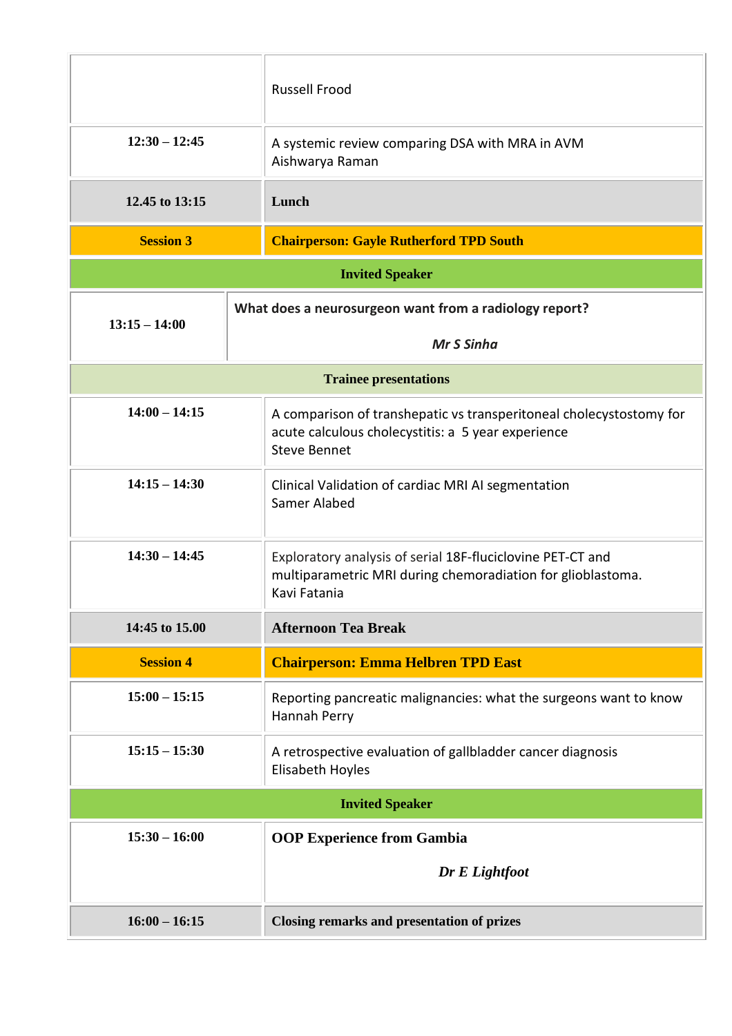| | |
|---|---|
| | Russell Frood |
| **12:30 – 12:45** | A systemic review comparing DSA with MRA in AVM<br>Aishwarya Raman |
| **12.45 to 13:15** | **Lunch** |
| **Session 3** | **Chairperson: Gayle Rutherford TPD South** |
| **Invited Speaker** | |
| **13:15 – 14:00** | **What does a neurosurgeon want from a radiology report?**<br>***Mr S Sinha*** |
| **Trainee presentations** | |
| **14:00 – 14:15** | A comparison of transhepatic vs transperitoneal cholecystostomy for acute calculous cholecystitis: a 5 year experience<br>Steve Bennet |
| **14:15 – 14:30** | Clinical Validation of cardiac MRI AI segmentation<br>Samer Alabed |
| **14:30 – 14:45** | Exploratory analysis of serial 18F-fluciclovine PET-CT and multiparametric MRI during chemoradiation for glioblastoma.<br>Kavi Fatania |
| **14:45 to 15.00** | **Afternoon Tea Break** |
| **Session 4** | **Chairperson: Emma Helbren TPD East** |
| **15:00 – 15:15** | Reporting pancreatic malignancies: what the surgeons want to know<br>Hannah Perry |
| **15:15 – 15:30** | A retrospective evaluation of gallbladder cancer diagnosis<br>Elisabeth Hoyles |
| **Invited Speaker** | |
| **15:30 – 16:00** | **OOP Experience from Gambia**<br>***Dr E Lightfoot*** |
| **16:00 – 16:15** | **Closing remarks and presentation of prizes** |